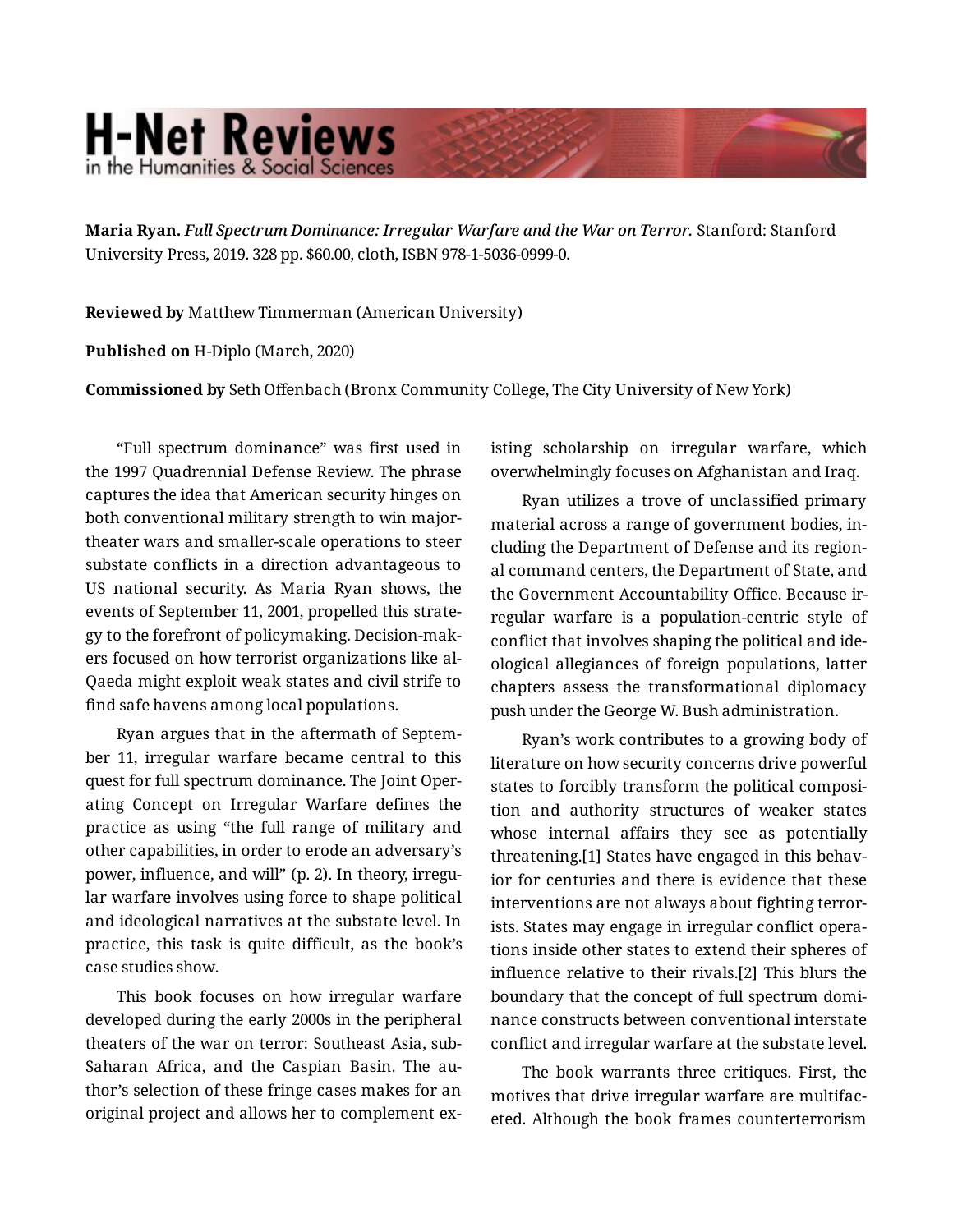# H-Net Reviews
in the Humanities & Social Sciences

**Maria Ryan.** *Full Spectrum Dominance: Irregular Warfare and the War on Terror.* Stanford: Stanford University Press, 2019. 328 pp. $60.00, cloth, ISBN 978-1-5036-0999-0.

**Reviewed by** Matthew Timmerman (American University)

**Published on** H-Diplo (March, 2020)

**Commissioned by** Seth Offenbach (Bronx Community College, The City University of New York)

"Full spectrum dominance" was first used in the 1997 Quadrennial Defense Review. The phrase captures the idea that American security hinges on both conventional military strength to win major-theater wars and smaller-scale operations to steer substate conflicts in a direction advantageous to US national security. As Maria Ryan shows, the events of September 11, 2001, propelled this strategy to the forefront of policymaking. Decision-makers focused on how terrorist organizations like al-Qaeda might exploit weak states and civil strife to find safe havens among local populations.

Ryan argues that in the aftermath of September 11, irregular warfare became central to this quest for full spectrum dominance. The Joint Operating Concept on Irregular Warfare defines the practice as using "the full range of military and other capabilities, in order to erode an adversary's power, influence, and will" (p. 2). In theory, irregular warfare involves using force to shape political and ideological narratives at the substate level. In practice, this task is quite difficult, as the book's case studies show.

This book focuses on how irregular warfare developed during the early 2000s in the peripheral theaters of the war on terror: Southeast Asia, sub-Saharan Africa, and the Caspian Basin. The author's selection of these fringe cases makes for an original project and allows her to complement existing scholarship on irregular warfare, which overwhelmingly focuses on Afghanistan and Iraq.

Ryan utilizes a trove of unclassified primary material across a range of government bodies, including the Department of Defense and its regional command centers, the Department of State, and the Government Accountability Office. Because irregular warfare is a population-centric style of conflict that involves shaping the political and ideological allegiances of foreign populations, latter chapters assess the transformational diplomacy push under the George W. Bush administration.

Ryan's work contributes to a growing body of literature on how security concerns drive powerful states to forcibly transform the political composition and authority structures of weaker states whose internal affairs they see as potentially threatening.[1] States have engaged in this behavior for centuries and there is evidence that these interventions are not always about fighting terrorists. States may engage in irregular conflict operations inside other states to extend their spheres of influence relative to their rivals.[2] This blurs the boundary that the concept of full spectrum dominance constructs between conventional interstate conflict and irregular warfare at the substate level.

The book warrants three critiques. First, the motives that drive irregular warfare are multifaceted. Although the book frames counterterrorism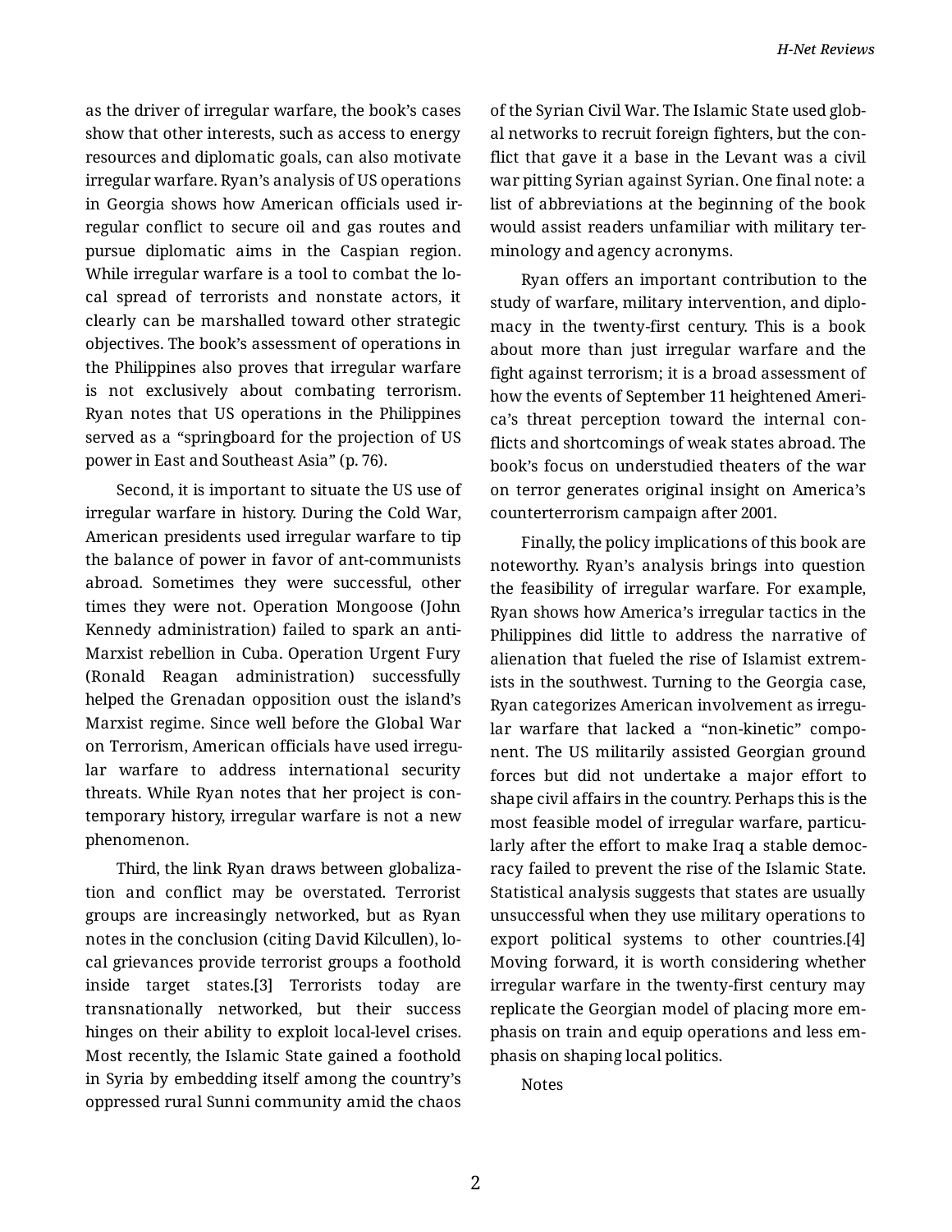as the driver of irregular warfare, the book's cases show that other interests, such as access to energy resources and diplomatic goals, can also motivate irregular warfare. Ryan's analysis of US operations in Georgia shows how American officials used irregular conflict to secure oil and gas routes and pursue diplomatic aims in the Caspian region. While irregular warfare is a tool to combat the local spread of terrorists and nonstate actors, it clearly can be marshalled toward other strategic objectives. The book's assessment of operations in the Philippines also proves that irregular warfare is not exclusively about combating terrorism. Ryan notes that US operations in the Philippines served as a "springboard for the projection of US power in East and Southeast Asia" (p. 76).

Second, it is important to situate the US use of irregular warfare in history. During the Cold War, American presidents used irregular warfare to tip the balance of power in favor of ant-communists abroad. Sometimes they were successful, other times they were not. Operation Mongoose (John Kennedy administration) failed to spark an anti-Marxist rebellion in Cuba. Operation Urgent Fury (Ronald Reagan administration) successfully helped the Grenadan opposition oust the island's Marxist regime. Since well before the Global War on Terrorism, American officials have used irregular warfare to address international security threats. While Ryan notes that her project is contemporary history, irregular warfare is not a new phenomenon.

Third, the link Ryan draws between globalization and conflict may be overstated. Terrorist groups are increasingly networked, but as Ryan notes in the conclusion (citing David Kilcullen), local grievances provide terrorist groups a foothold inside target states.[3] Terrorists today are transnationally networked, but their success hinges on their ability to exploit local-level crises. Most recently, the Islamic State gained a foothold in Syria by embedding itself among the country's oppressed rural Sunni community amid the chaos of the Syrian Civil War. The Islamic State used global networks to recruit foreign fighters, but the conflict that gave it a base in the Levant was a civil war pitting Syrian against Syrian. One final note: a list of abbreviations at the beginning of the book would assist readers unfamiliar with military terminology and agency acronyms.

Ryan offers an important contribution to the study of warfare, military intervention, and diplomacy in the twenty-first century. This is a book about more than just irregular warfare and the fight against terrorism; it is a broad assessment of how the events of September 11 heightened America's threat perception toward the internal conflicts and shortcomings of weak states abroad. The book's focus on understudied theaters of the war on terror generates original insight on America's counterterrorism campaign after 2001.

Finally, the policy implications of this book are noteworthy. Ryan's analysis brings into question the feasibility of irregular warfare. For example, Ryan shows how America's irregular tactics in the Philippines did little to address the narrative of alienation that fueled the rise of Islamist extremists in the southwest. Turning to the Georgia case, Ryan categorizes American involvement as irregular warfare that lacked a "non-kinetic" component. The US militarily assisted Georgian ground forces but did not undertake a major effort to shape civil affairs in the country. Perhaps this is the most feasible model of irregular warfare, particularly after the effort to make Iraq a stable democracy failed to prevent the rise of the Islamic State. Statistical analysis suggests that states are usually unsuccessful when they use military operations to export political systems to other countries.[4] Moving forward, it is worth considering whether irregular warfare in the twenty-first century may replicate the Georgian model of placing more emphasis on train and equip operations and less emphasis on shaping local politics.

Notes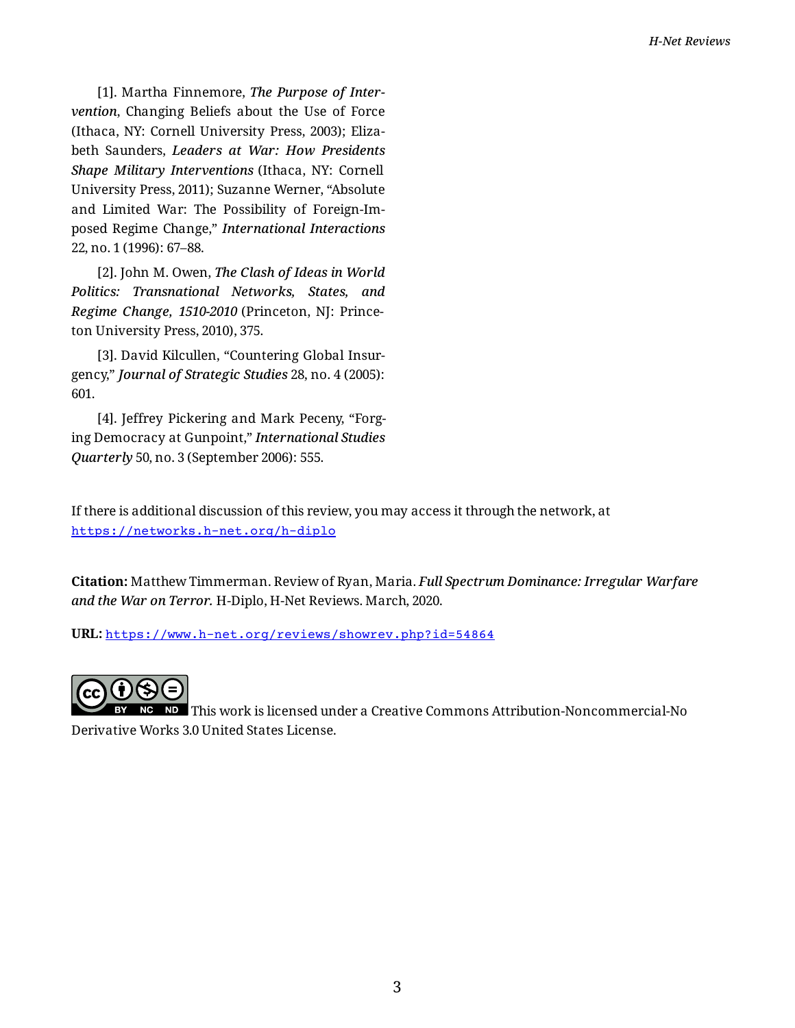[1]. Martha Finnemore, ***The Purpose of Intervention***, Changing Beliefs about the Use of Force (Ithaca, NY: Cornell University Press, 2003); Elizabeth Saunders, ***Leaders at War: How Presidents Shape Military Interventions*** (Ithaca, NY: Cornell University Press, 2011); Suzanne Werner, "Absolute and Limited War: The Possibility of Foreign-Imposed Regime Change," ***International Interactions*** 22, no. 1 (1996): 67–88.

[2]. John M. Owen, ***The Clash of Ideas in World Politics: Transnational Networks, States, and Regime Change, 1510-2010*** (Princeton, NJ: Princeton University Press, 2010), 375.

[3]. David Kilcullen, "Countering Global Insurgency," ***Journal of Strategic Studies*** 28, no. 4 (2005): 601.

[4]. Jeffrey Pickering and Mark Peceny, "Forging Democracy at Gunpoint," ***International Studies Quarterly*** 50, no. 3 (September 2006): 555.

If there is additional discussion of this review, you may access it through the network, at https://networks.h-net.org/h-diplo

**Citation:** Matthew Timmerman. Review of Ryan, Maria. ***Full Spectrum Dominance: Irregular Warfare and the War on Terror.*** H-Diplo, H-Net Reviews. March, 2020.

**URL:** https://www.h-net.org/reviews/showrev.php?id=54864

This work is licensed under a Creative Commons Attribution-Noncommercial-No Derivative Works 3.0 United States License.